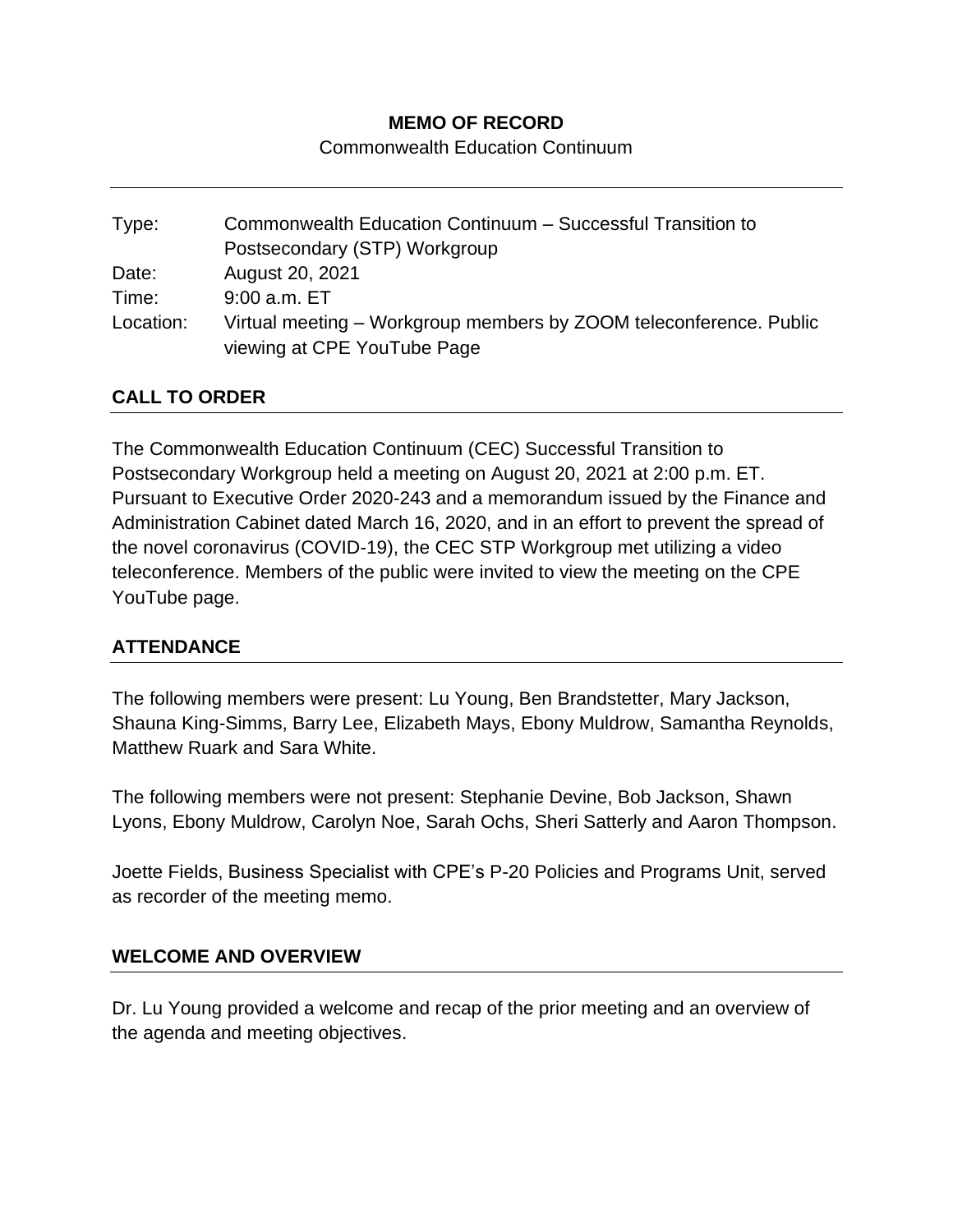**MEMO OF RECORD**

Commonwealth Education Continuum

---

| | |
|---|---|
| Type: | Commonwealth Education Continuum – Successful Transition to Postsecondary (STP) Workgroup |
| Date: | August 20, 2021 |
| Time: | 9:00 a.m. ET |
| Location: | Virtual meeting – Workgroup members by ZOOM teleconference. Public viewing at CPE YouTube Page |

## CALL TO ORDER

The Commonwealth Education Continuum (CEC) Successful Transition to Postsecondary Workgroup held a meeting on August 20, 2021 at 2:00 p.m. ET. Pursuant to Executive Order 2020-243 and a memorandum issued by the Finance and Administration Cabinet dated March 16, 2020, and in an effort to prevent the spread of the novel coronavirus (COVID-19), the CEC STP Workgroup met utilizing a video teleconference. Members of the public were invited to view the meeting on the CPE YouTube page.

## ATTENDANCE

The following members were present: Lu Young, Ben Brandstetter, Mary Jackson, Shauna King-Simms, Barry Lee, Elizabeth Mays, Ebony Muldrow, Samantha Reynolds, Matthew Ruark and Sara White.

The following members were not present: Stephanie Devine, Bob Jackson, Shawn Lyons, Ebony Muldrow, Carolyn Noe, Sarah Ochs, Sheri Satterly and Aaron Thompson.

Joette Fields, Business Specialist with CPE's P-20 Policies and Programs Unit, served as recorder of the meeting memo.

## WELCOME AND OVERVIEW

Dr. Lu Young provided a welcome and recap of the prior meeting and an overview of the agenda and meeting objectives.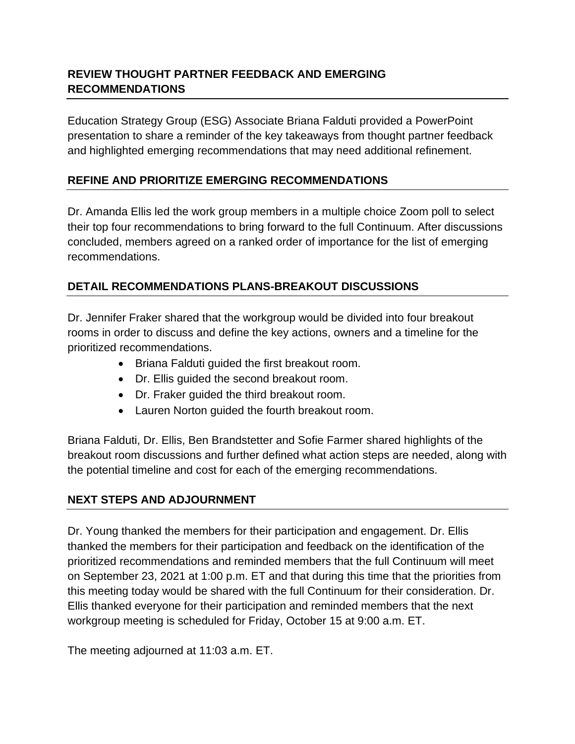## REVIEW THOUGHT PARTNER FEEDBACK AND EMERGING RECOMMENDATIONS

Education Strategy Group (ESG) Associate Briana Falduti provided a PowerPoint presentation to share a reminder of the key takeaways from thought partner feedback and highlighted emerging recommendations that may need additional refinement.

## REFINE AND PRIORITIZE EMERGING RECOMMENDATIONS

Dr. Amanda Ellis led the work group members in a multiple choice Zoom poll to select their top four recommendations to bring forward to the full Continuum. After discussions concluded, members agreed on a ranked order of importance for the list of emerging recommendations.

## DETAIL RECOMMENDATIONS PLANS-BREAKOUT DISCUSSIONS

Dr. Jennifer Fraker shared that the workgroup would be divided into four breakout rooms in order to discuss and define the key actions, owners and a timeline for the prioritized recommendations.

- Briana Falduti guided the first breakout room.
- Dr. Ellis guided the second breakout room.
- Dr. Fraker guided the third breakout room.
- Lauren Norton guided the fourth breakout room.

Briana Falduti, Dr. Ellis, Ben Brandstetter and Sofie Farmer shared highlights of the breakout room discussions and further defined what action steps are needed, along with the potential timeline and cost for each of the emerging recommendations.

## NEXT STEPS AND ADJOURNMENT

Dr. Young thanked the members for their participation and engagement. Dr. Ellis thanked the members for their participation and feedback on the identification of the prioritized recommendations and reminded members that the full Continuum will meet on September 23, 2021 at 1:00 p.m. ET and that during this time that the priorities from this meeting today would be shared with the full Continuum for their consideration. Dr. Ellis thanked everyone for their participation and reminded members that the next workgroup meeting is scheduled for Friday, October 15 at 9:00 a.m. ET.

The meeting adjourned at 11:03 a.m. ET.